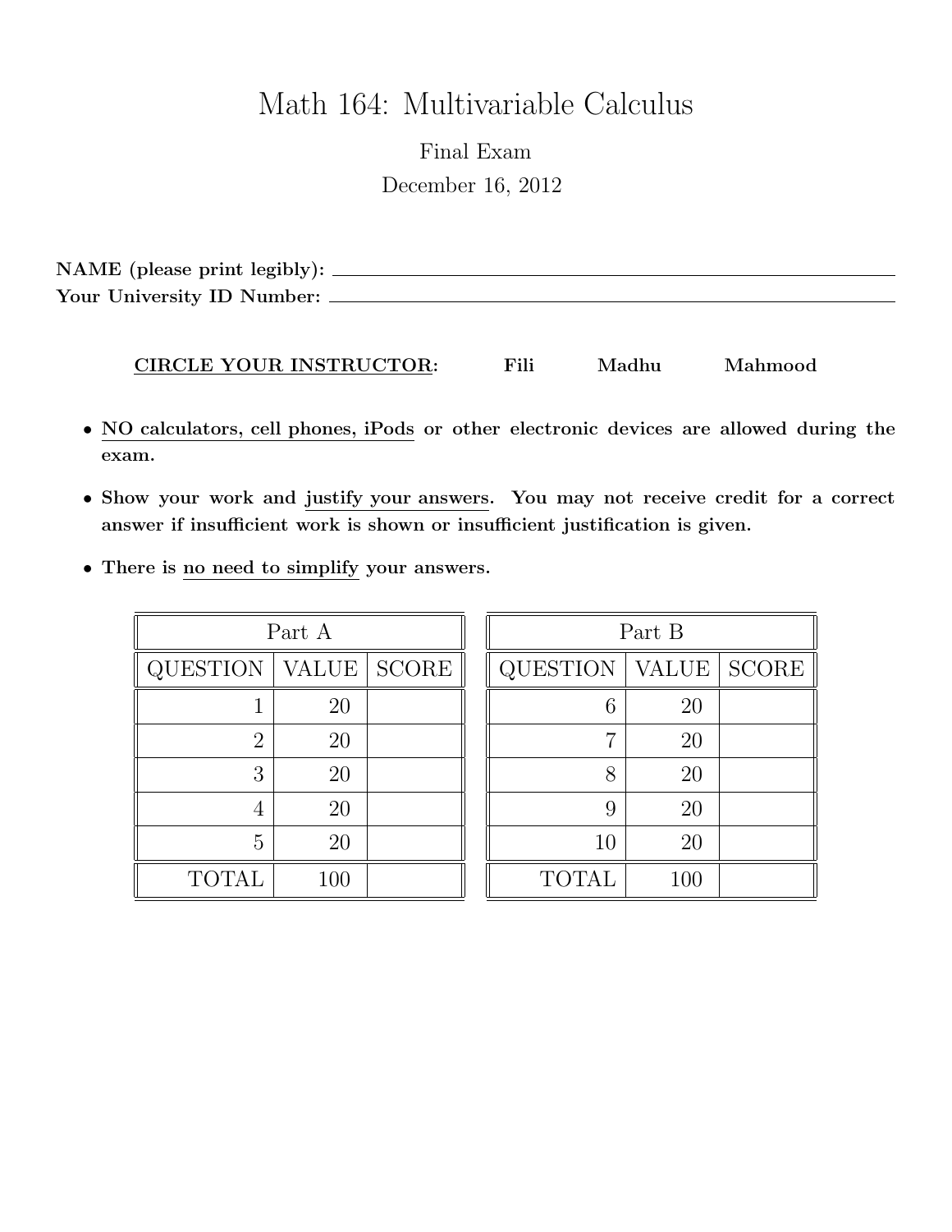# Math 164: Multivariable Calculus

## Final Exam

December 16, 2012

**NAME (please print legibly):** ____________________________________________

**Your University ID Number:** ____________________________________________

**CIRCLE YOUR INSTRUCTOR:** **Fili** **Madhu** **Mahmood**

- **NO calculators, cell phones, iPods or other electronic devices are allowed during the exam.**
- **Show your work and justify your answers. You may not receive credit for a correct answer if insufficient work is shown or insufficient justification is given.**
- **There is no need to simplify your answers.**

| Part A | | |
|---|---|---|
| QUESTION | VALUE | SCORE |
| 1 | 20 | |
| 2 | 20 | |
| 3 | 20 | |
| 4 | 20 | |
| 5 | 20 | |
| TOTAL | 100 | |

| Part B | | |
|---|---|---|
| QUESTION | VALUE | SCORE |
| 6 | 20 | |
| 7 | 20 | |
| 8 | 20 | |
| 9 | 20 | |
| 10 | 20 | |
| TOTAL | 100 | |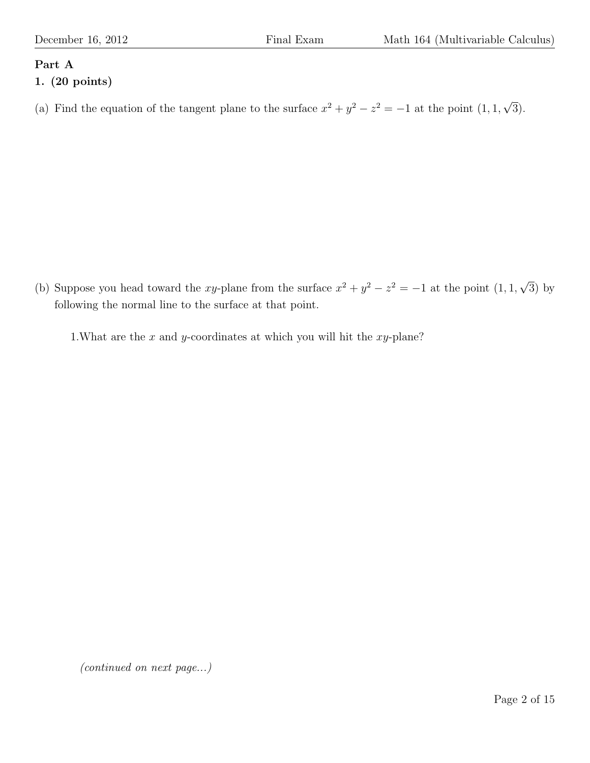**Part A**

**1. (20 points)**

(a) Find the equation of the tangent plane to the surface $x^2 + y^2 - z^2 = -1$ at the point $(1, 1, \sqrt{3})$.

(b) Suppose you head toward the $xy$-plane from the surface $x^2 + y^2 - z^2 = -1$ at the point $(1, 1, \sqrt{3})$ by following the normal line to the surface at that point.

1.What are the $x$ and $y$-coordinates at which you will hit the $xy$-plane?

*(continued on next page...)*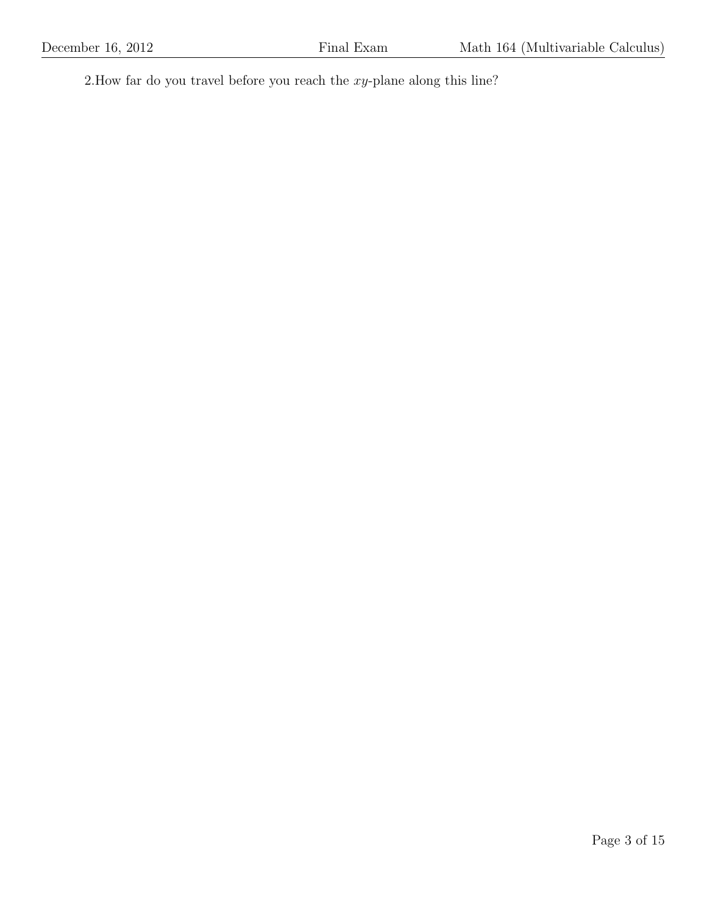2.How far do you travel before you reach the $xy$-plane along this line?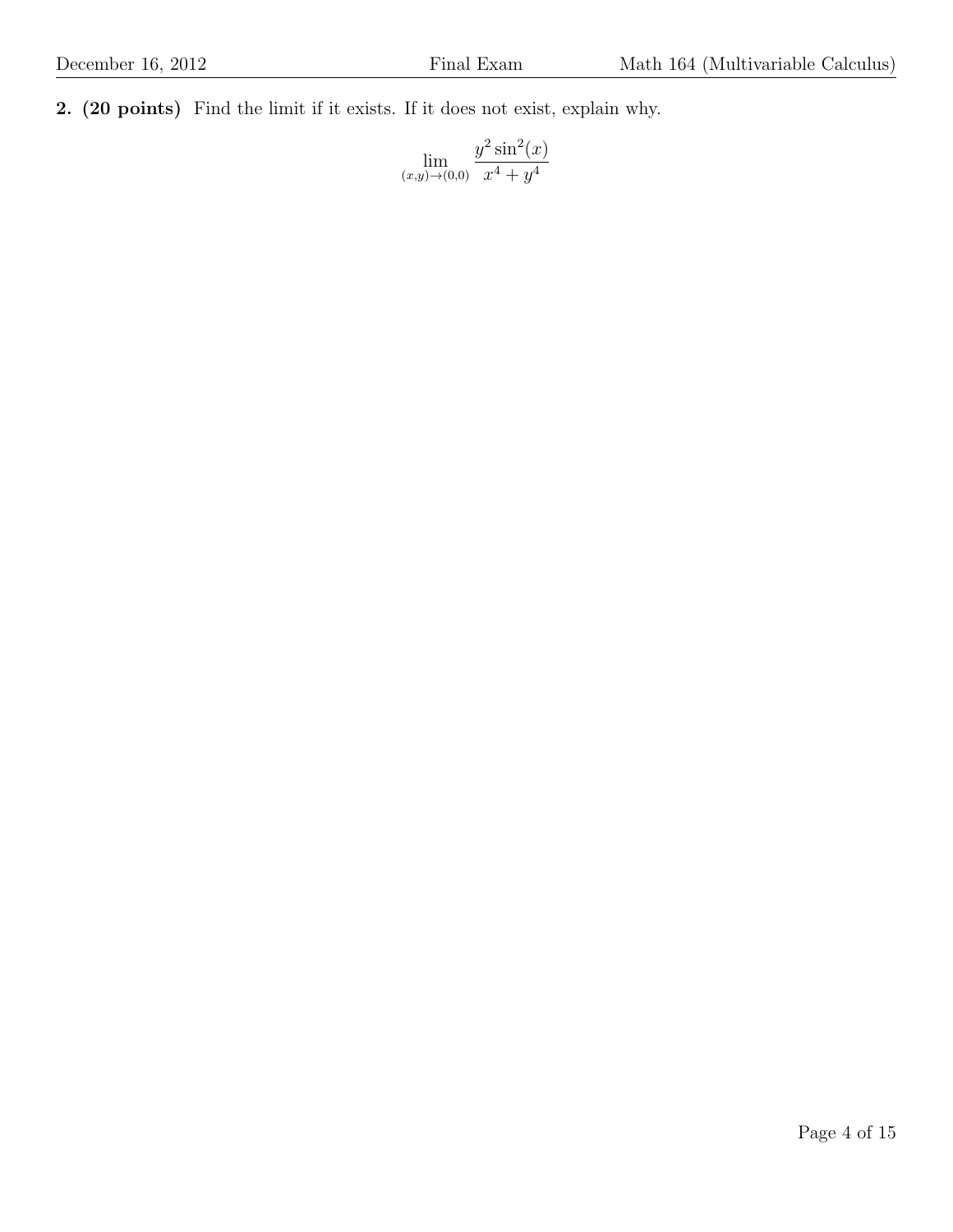**2. (20 points)** Find the limit if it exists. If it does not exist, explain why.

$$\lim_{(x,y)\to(0,0)} \frac{y^2 \sin^2(x)}{x^4 + y^4}$$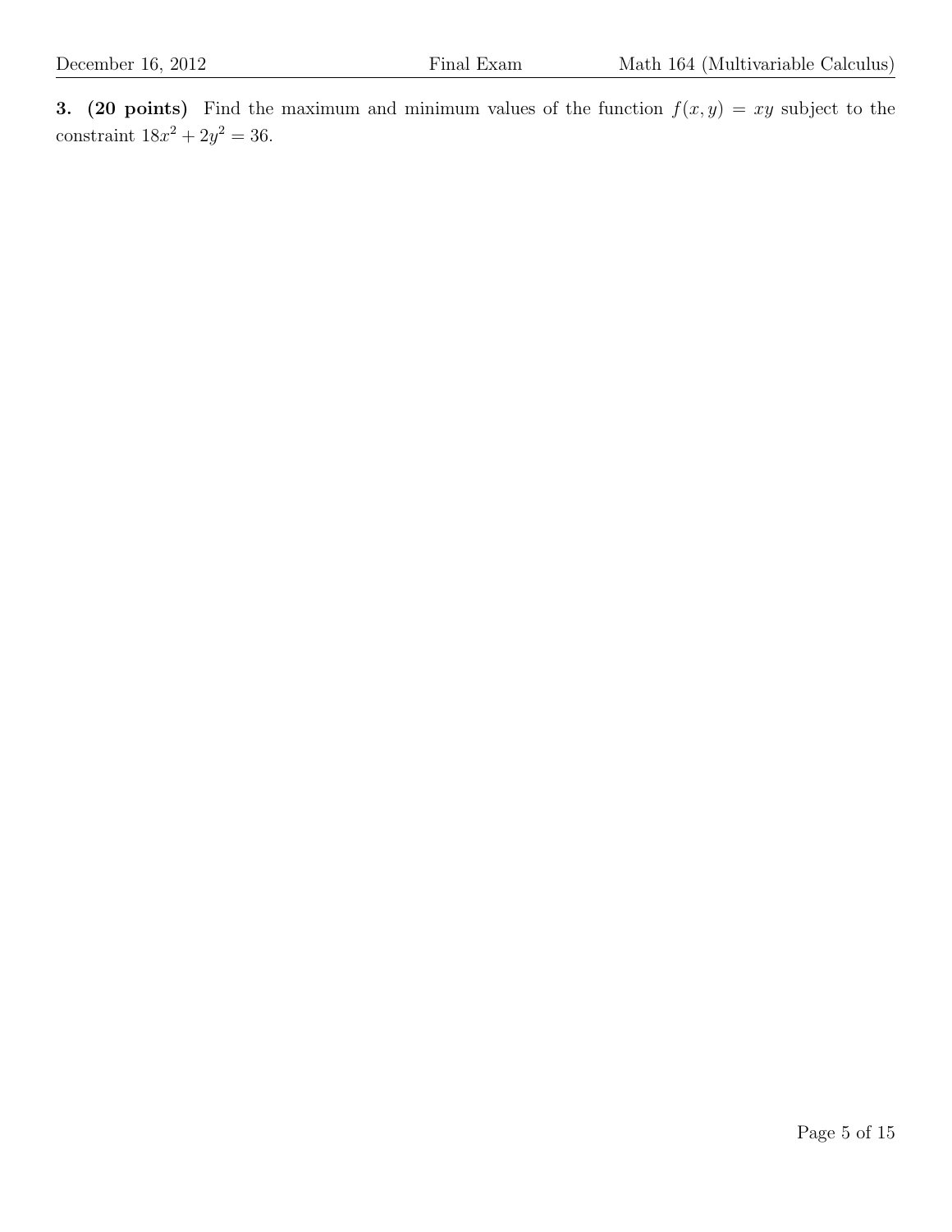**3. (20 points)** Find the maximum and minimum values of the function $f(x, y) = xy$ subject to the constraint $18x^2 + 2y^2 = 36$.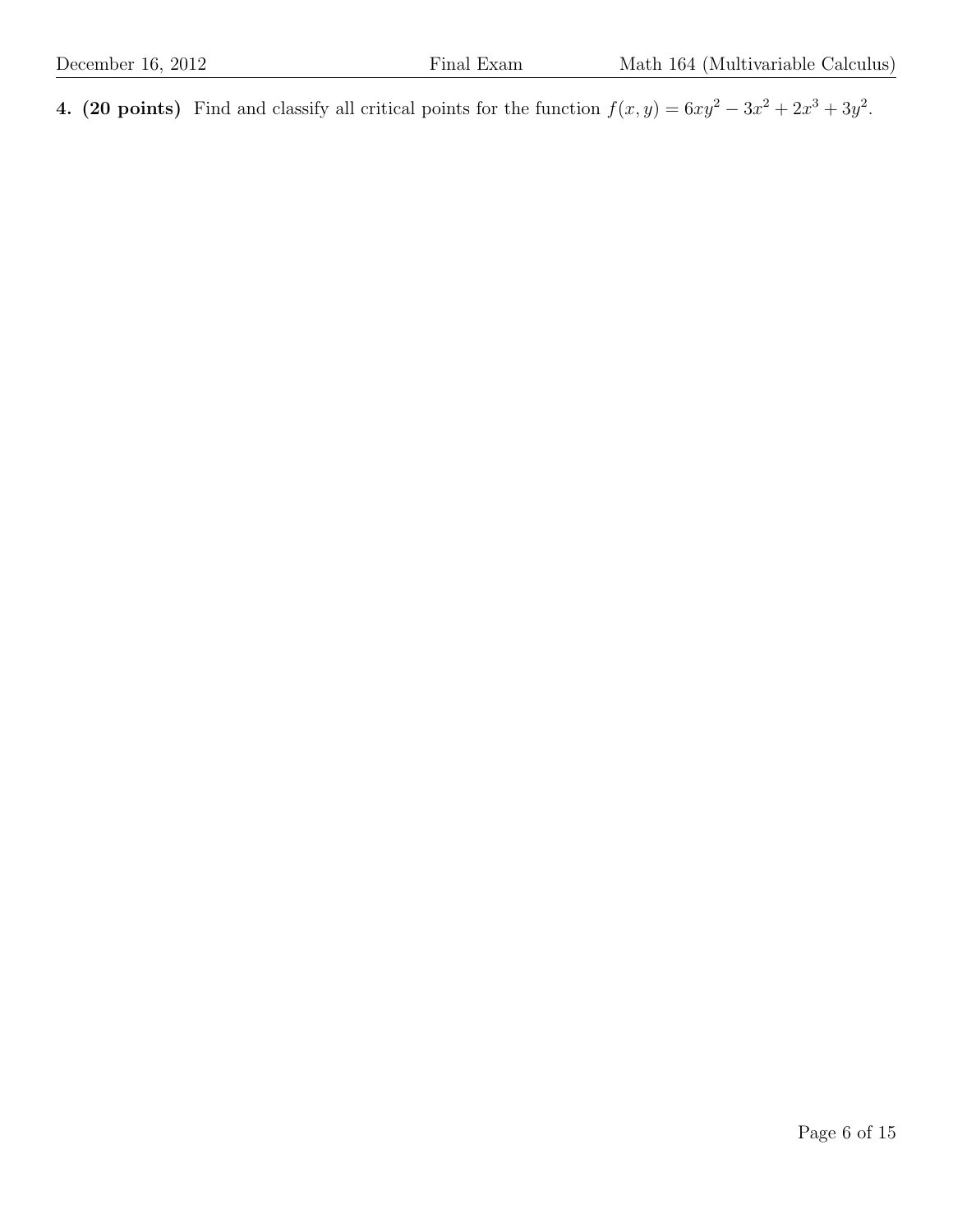**4. (20 points)** Find and classify all critical points for the function $f(x, y) = 6xy^2 - 3x^2 + 2x^3 + 3y^2$.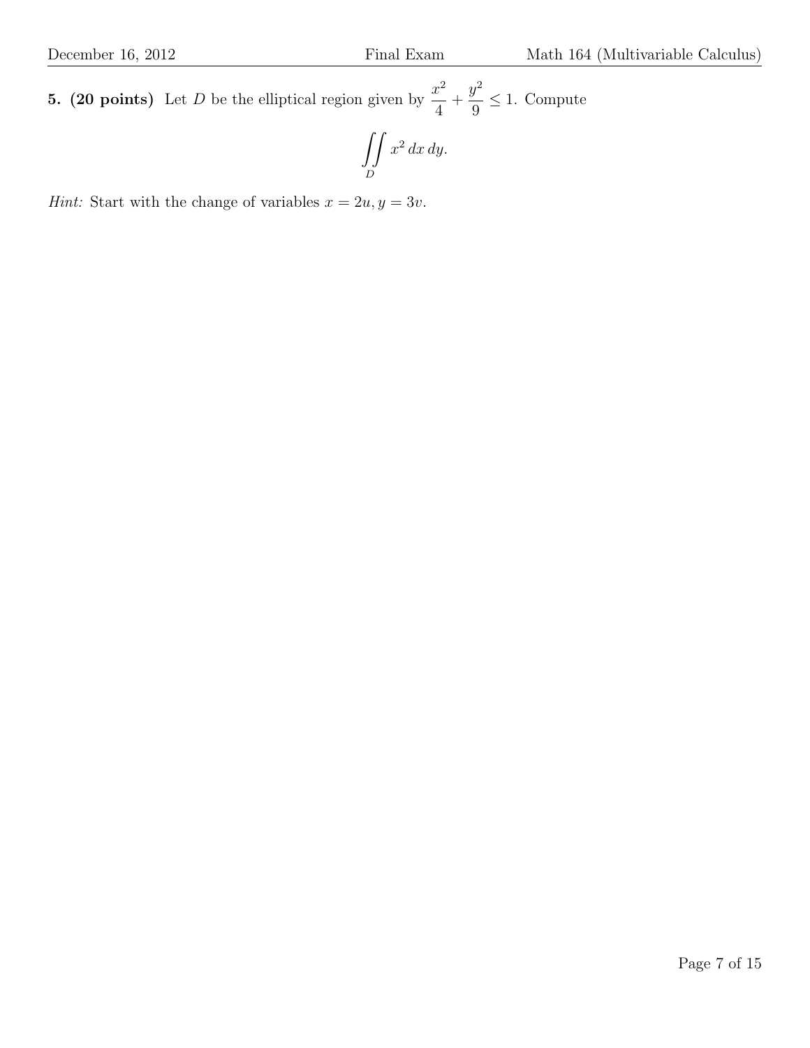**5. (20 points)** Let $D$ be the elliptical region given by $\dfrac{x^2}{4} + \dfrac{y^2}{9} \leq 1$. Compute

$$\iint\limits_D x^2 \, dx \, dy.$$

*Hint:* Start with the change of variables $x = 2u, y = 3v$.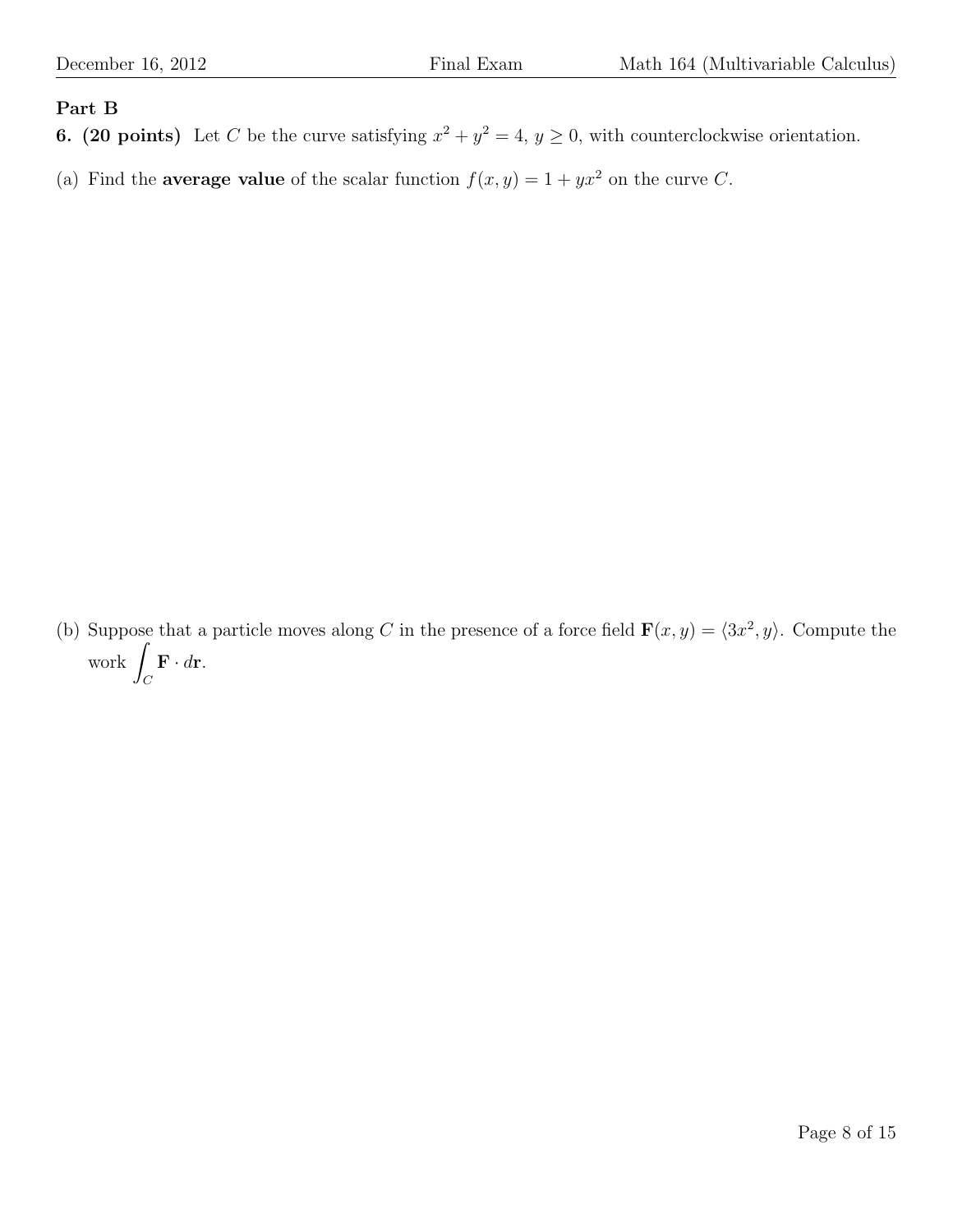## Part B

**6. (20 points)** Let $C$ be the curve satisfying $x^2 + y^2 = 4$, $y \geq 0$, with counterclockwise orientation.

(a) Find the **average value** of the scalar function $f(x, y) = 1 + yx^2$ on the curve $C$.

(b) Suppose that a particle moves along $C$ in the presence of a force field $\mathbf{F}(x, y) = \langle 3x^2, y \rangle$. Compute the work $\displaystyle\int_C \mathbf{F} \cdot d\mathbf{r}$.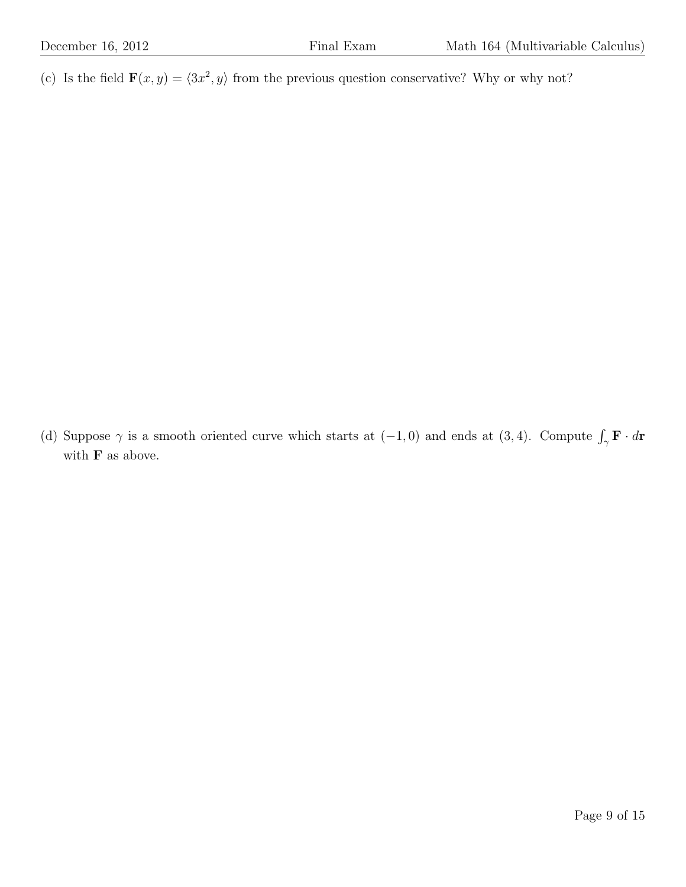(c) Is the field $\mathbf{F}(x, y) = \langle 3x^2, y \rangle$ from the previous question conservative? Why or why not?

(d) Suppose $\gamma$ is a smooth oriented curve which starts at $(-1, 0)$ and ends at $(3, 4)$. Compute $\int_\gamma \mathbf{F} \cdot d\mathbf{r}$ with $\mathbf{F}$ as above.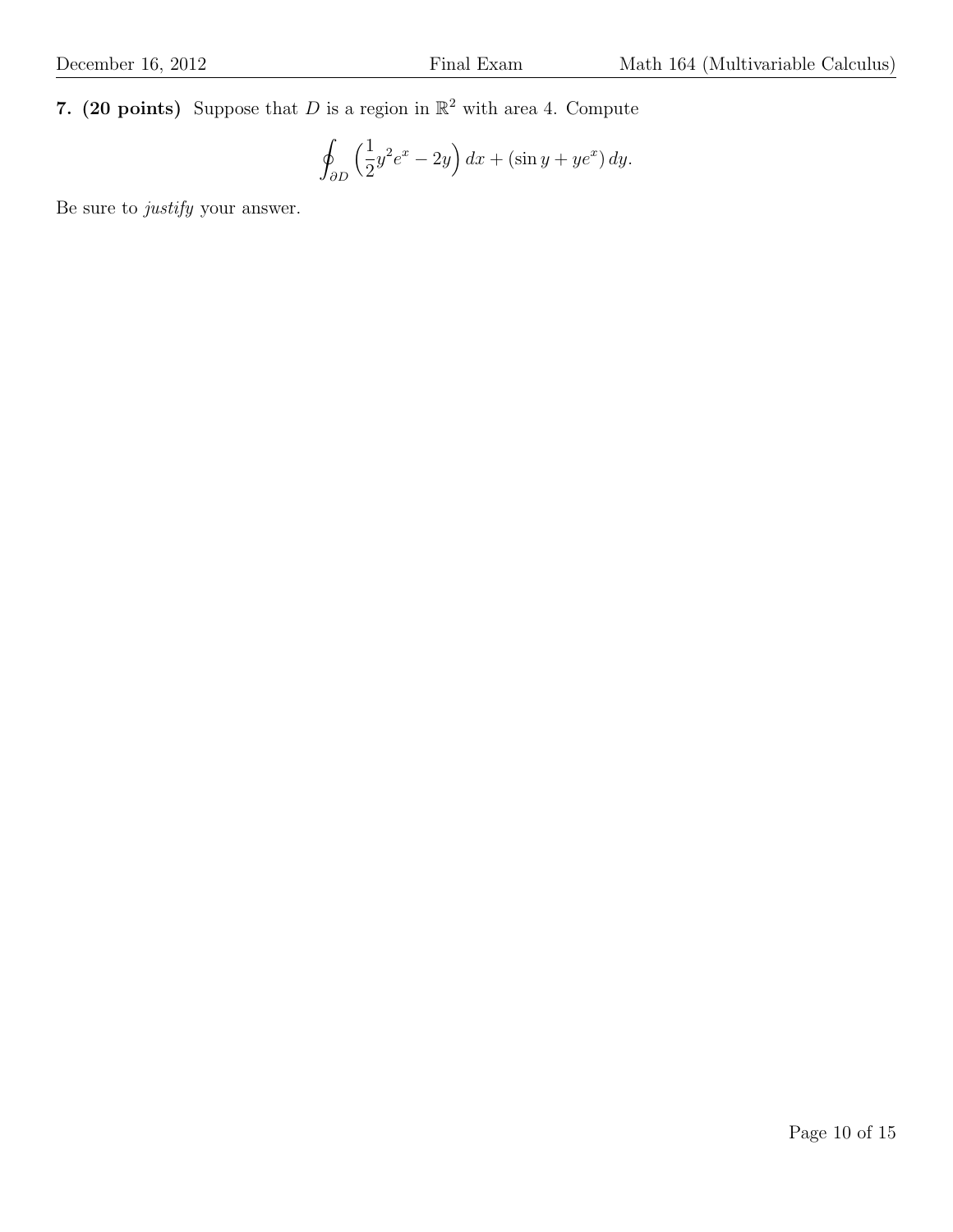**7. (20 points)** Suppose that $D$ is a region in $\mathbb{R}^2$ with area 4. Compute

$$\oint_{\partial D} \left(\frac{1}{2}y^2 e^x - 2y\right) dx + (\sin y + ye^x)\, dy.$$

Be sure to *justify* your answer.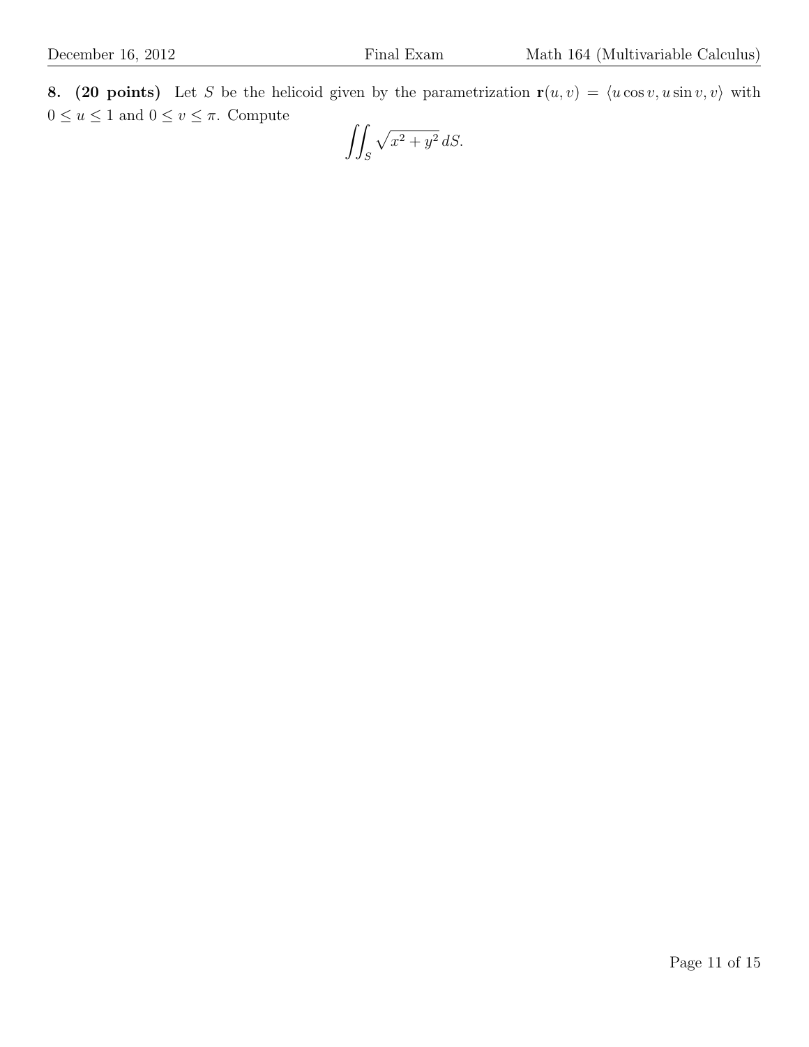**8. (20 points)** Let $S$ be the helicoid given by the parametrization $\mathbf{r}(u, v) = \langle u \cos v, u \sin v, v \rangle$ with $0 \leq u \leq 1$ and $0 \leq v \leq \pi$. Compute

$$\iint_S \sqrt{x^2 + y^2}\, dS.$$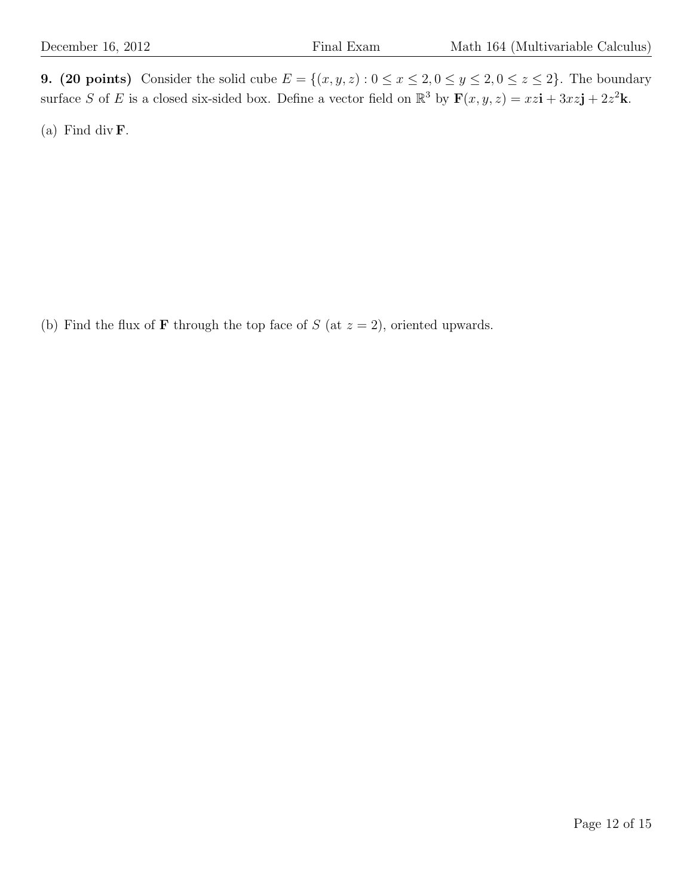**9. (20 points)** Consider the solid cube $E = \{(x, y, z) : 0 \le x \le 2, 0 \le y \le 2, 0 \le z \le 2\}$. The boundary surface $S$ of $E$ is a closed six-sided box. Define a vector field on $\mathbb{R}^3$ by $\mathbf{F}(x, y, z) = xz\mathbf{i} + 3xz\mathbf{j} + 2z^2\mathbf{k}$.

(a) Find $\operatorname{div} \mathbf{F}$.

(b) Find the flux of $\mathbf{F}$ through the top face of $S$ (at $z = 2$), oriented upwards.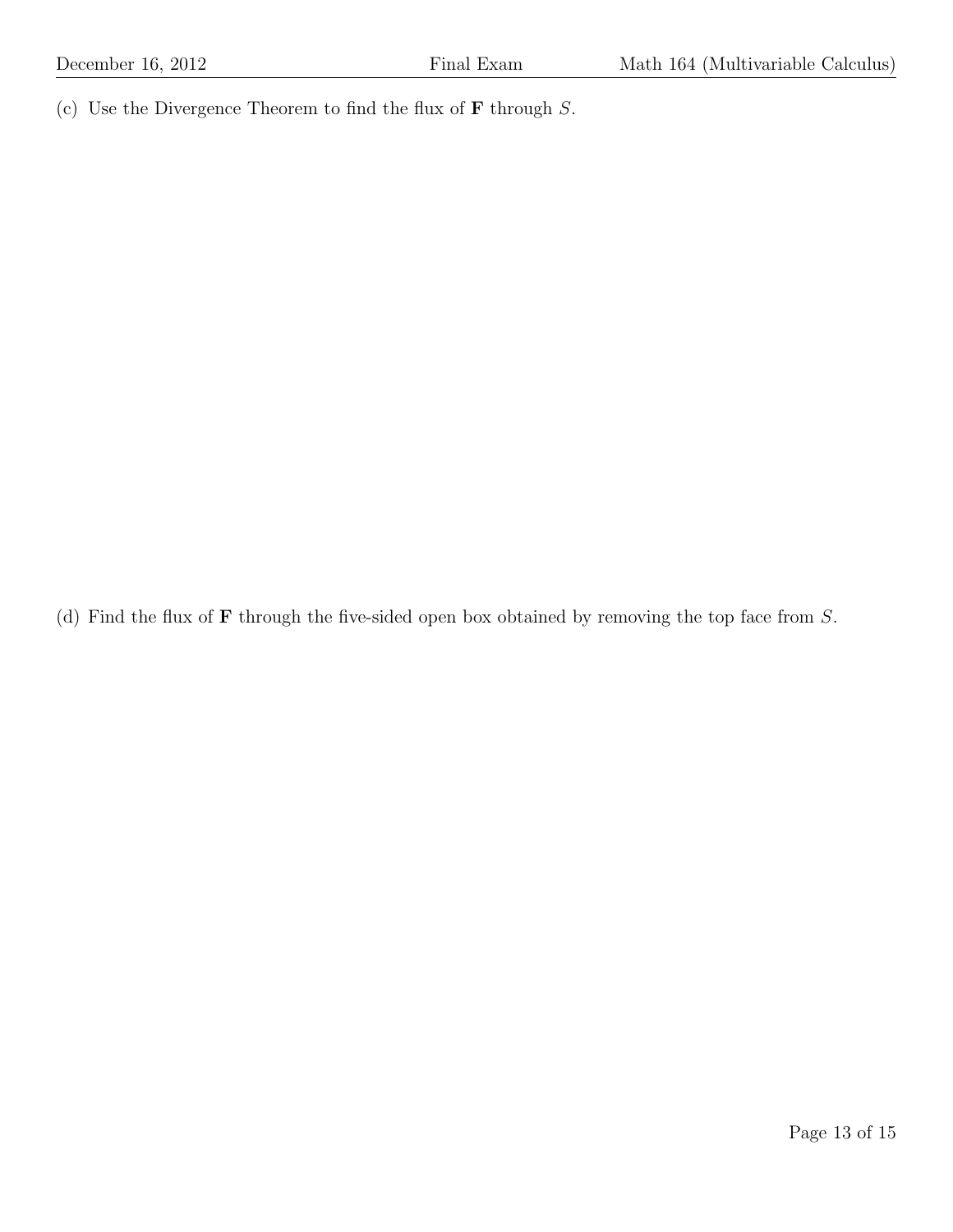(c) Use the Divergence Theorem to find the flux of $\mathbf{F}$ through $S$.

(d) Find the flux of $\mathbf{F}$ through the five-sided open box obtained by removing the top face from $S$.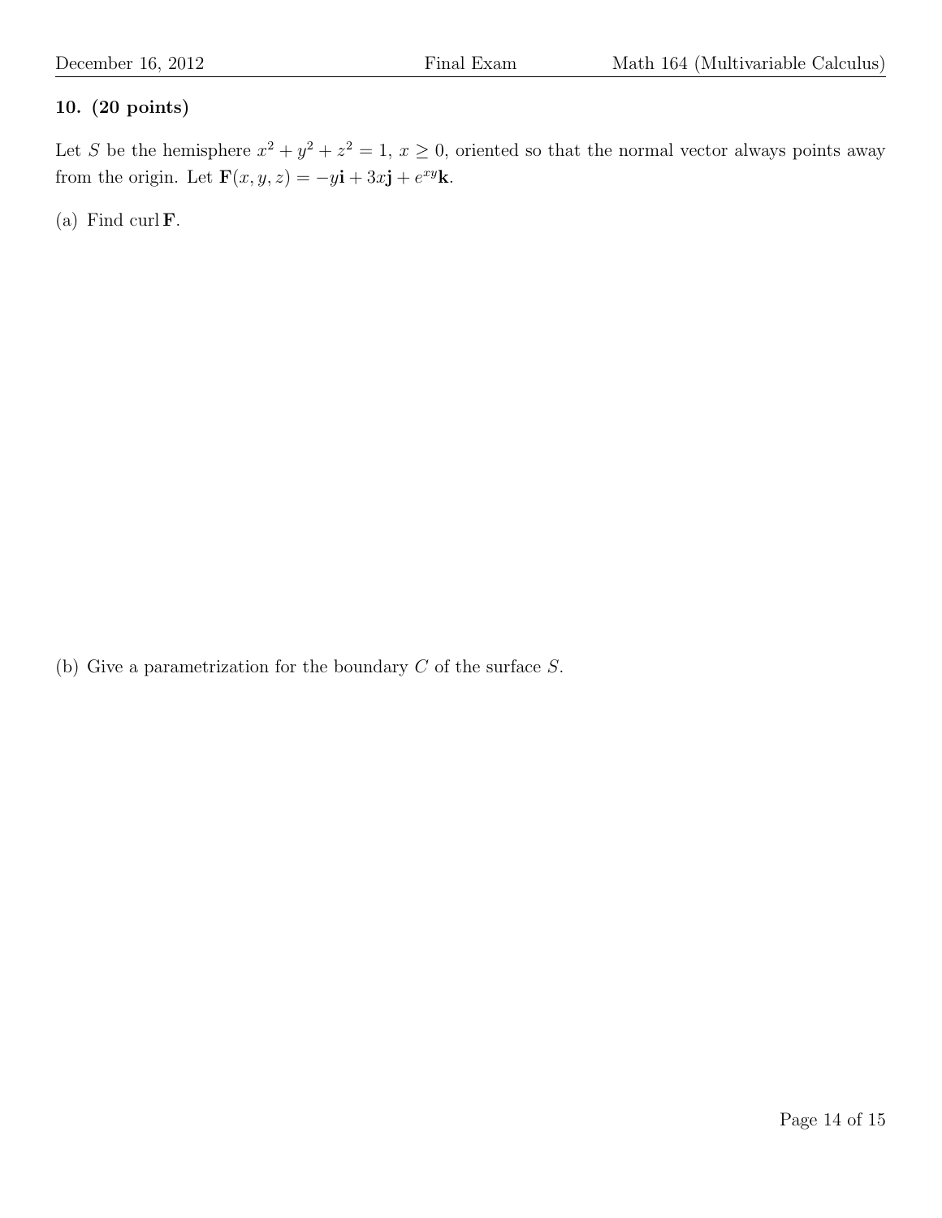**10. (20 points)**

Let $S$ be the hemisphere $x^2 + y^2 + z^2 = 1$, $x \geq 0$, oriented so that the normal vector always points away from the origin. Let $\mathbf{F}(x, y, z) = -y\mathbf{i} + 3x\mathbf{j} + e^{xy}\mathbf{k}$.

(a) Find $\operatorname{curl} \mathbf{F}$.

(b) Give a parametrization for the boundary $C$ of the surface $S$.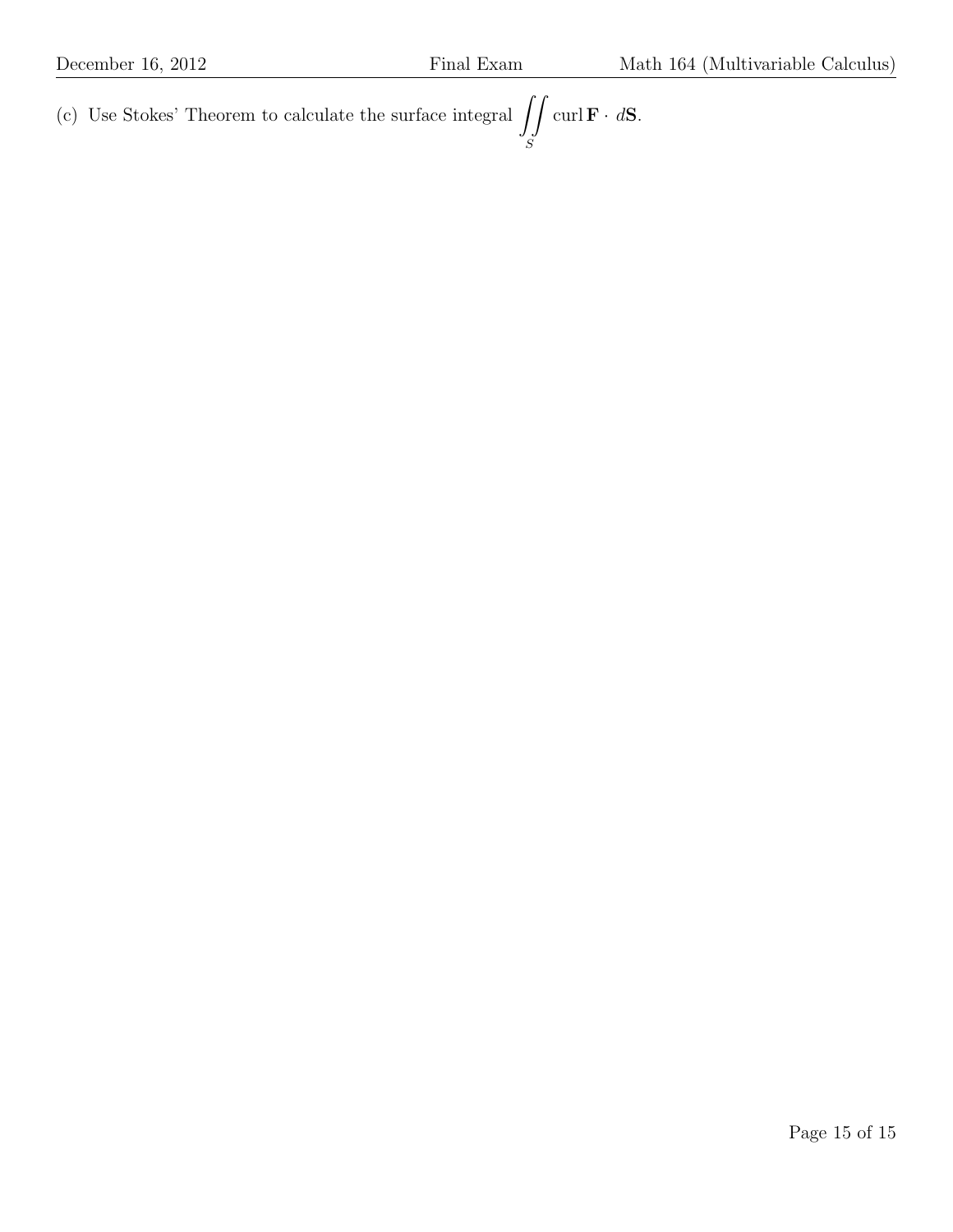(c) Use Stokes' Theorem to calculate the surface integral $\displaystyle\iint_S \operatorname{curl} \mathbf{F} \cdot d\mathbf{S}$.